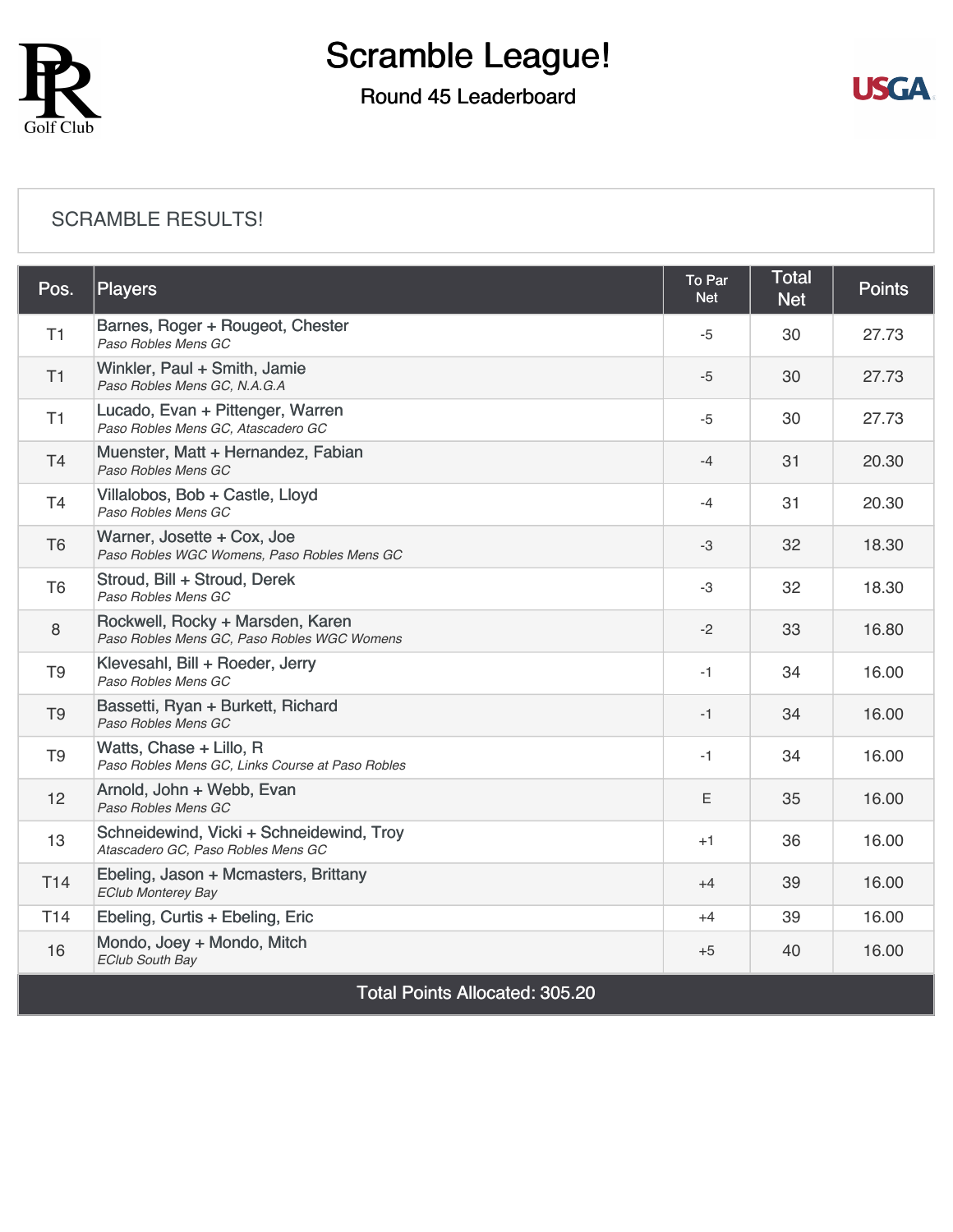# Scramble League!

## Round 45 Leaderboard

SCRAMBLE RESULTS!

| Pos. | Players | To Par Net | Total Net | Points |
|---|---|---|---|---|
| T1 | Barnes, Roger + Rougeot, Chester<br>*Paso Robles Mens GC* | -5 | 30 | 27.73 |
| T1 | Winkler, Paul + Smith, Jamie<br>*Paso Robles Mens GC, N.A.G.A* | -5 | 30 | 27.73 |
| T1 | Lucado, Evan + Pittenger, Warren<br>*Paso Robles Mens GC, Atascadero GC* | -5 | 30 | 27.73 |
| T4 | Muenster, Matt + Hernandez, Fabian<br>*Paso Robles Mens GC* | -4 | 31 | 20.30 |
| T4 | Villalobos, Bob + Castle, Lloyd<br>*Paso Robles Mens GC* | -4 | 31 | 20.30 |
| T6 | Warner, Josette + Cox, Joe<br>*Paso Robles WGC Womens, Paso Robles Mens GC* | -3 | 32 | 18.30 |
| T6 | Stroud, Bill + Stroud, Derek<br>*Paso Robles Mens GC* | -3 | 32 | 18.30 |
| 8 | Rockwell, Rocky + Marsden, Karen<br>*Paso Robles Mens GC, Paso Robles WGC Womens* | -2 | 33 | 16.80 |
| T9 | Klevesahl, Bill + Roeder, Jerry<br>*Paso Robles Mens GC* | -1 | 34 | 16.00 |
| T9 | Bassetti, Ryan + Burkett, Richard<br>*Paso Robles Mens GC* | -1 | 34 | 16.00 |
| T9 | Watts, Chase + Lillo, R<br>*Paso Robles Mens GC, Links Course at Paso Robles* | -1 | 34 | 16.00 |
| 12 | Arnold, John + Webb, Evan<br>*Paso Robles Mens GC* | E | 35 | 16.00 |
| 13 | Schneidewind, Vicki + Schneidewind, Troy<br>*Atascadero GC, Paso Robles Mens GC* | +1 | 36 | 16.00 |
| T14 | Ebeling, Jason + Mcmasters, Brittany<br>*EClub Monterey Bay* | +4 | 39 | 16.00 |
| T14 | Ebeling, Curtis + Ebeling, Eric | +4 | 39 | 16.00 |
| 16 | Mondo, Joey + Mondo, Mitch<br>*EClub South Bay* | +5 | 40 | 16.00 |
| Total Points Allocated: 305.20 | | | | |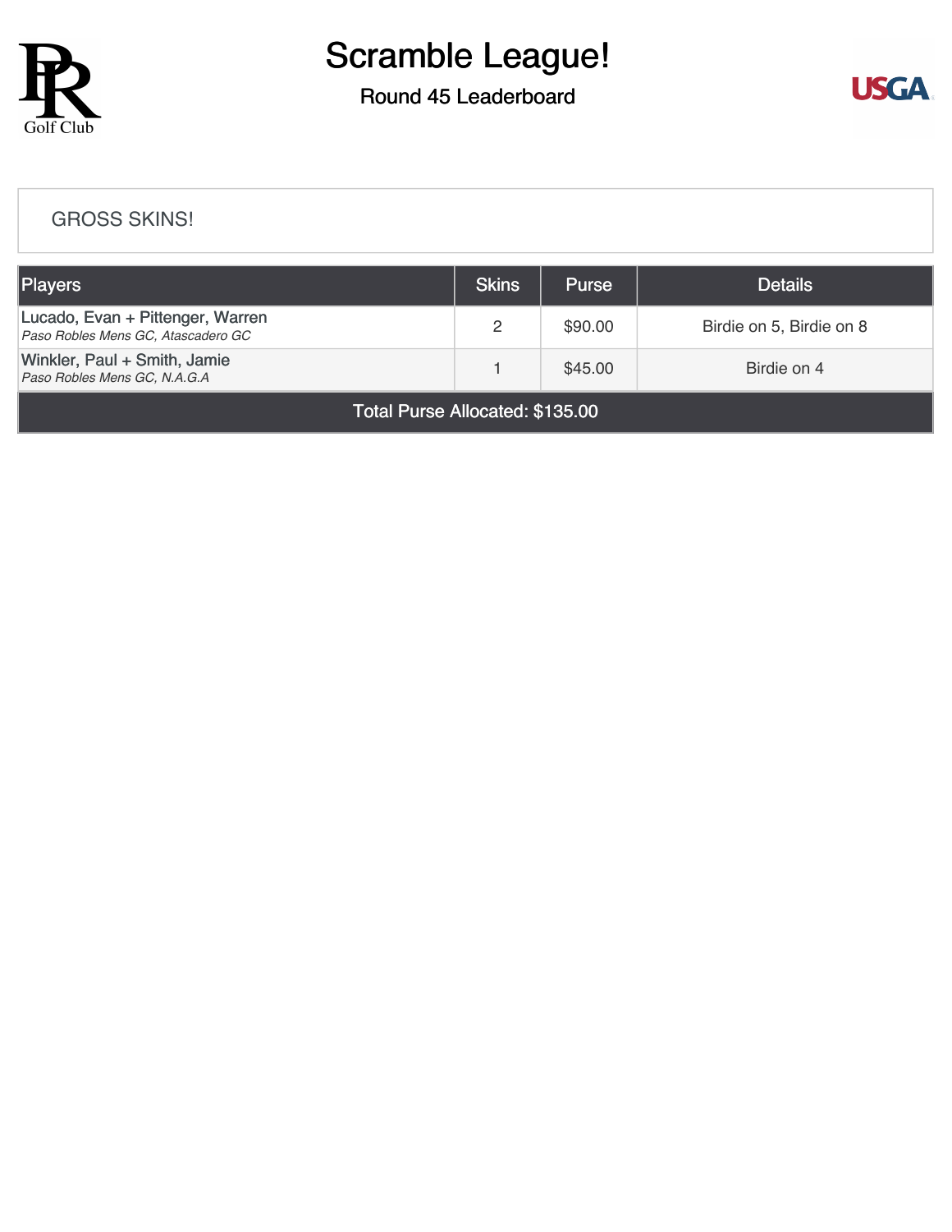# Scramble League!

## Round 45 Leaderboard

### GROSS SKINS!

| Players | Skins | Purse | Details |
|---|---|---|---|
| Lucado, Evan + Pittenger, Warren<br>*Paso Robles Mens GC, Atascadero GC* | 2 | $90.00 | Birdie on 5, Birdie on 8 |
| Winkler, Paul + Smith, Jamie<br>*Paso Robles Mens GC, N.A.G.A* | 1 | $45.00 | Birdie on 4 |
| Total Purse Allocated: $135.00 | | | |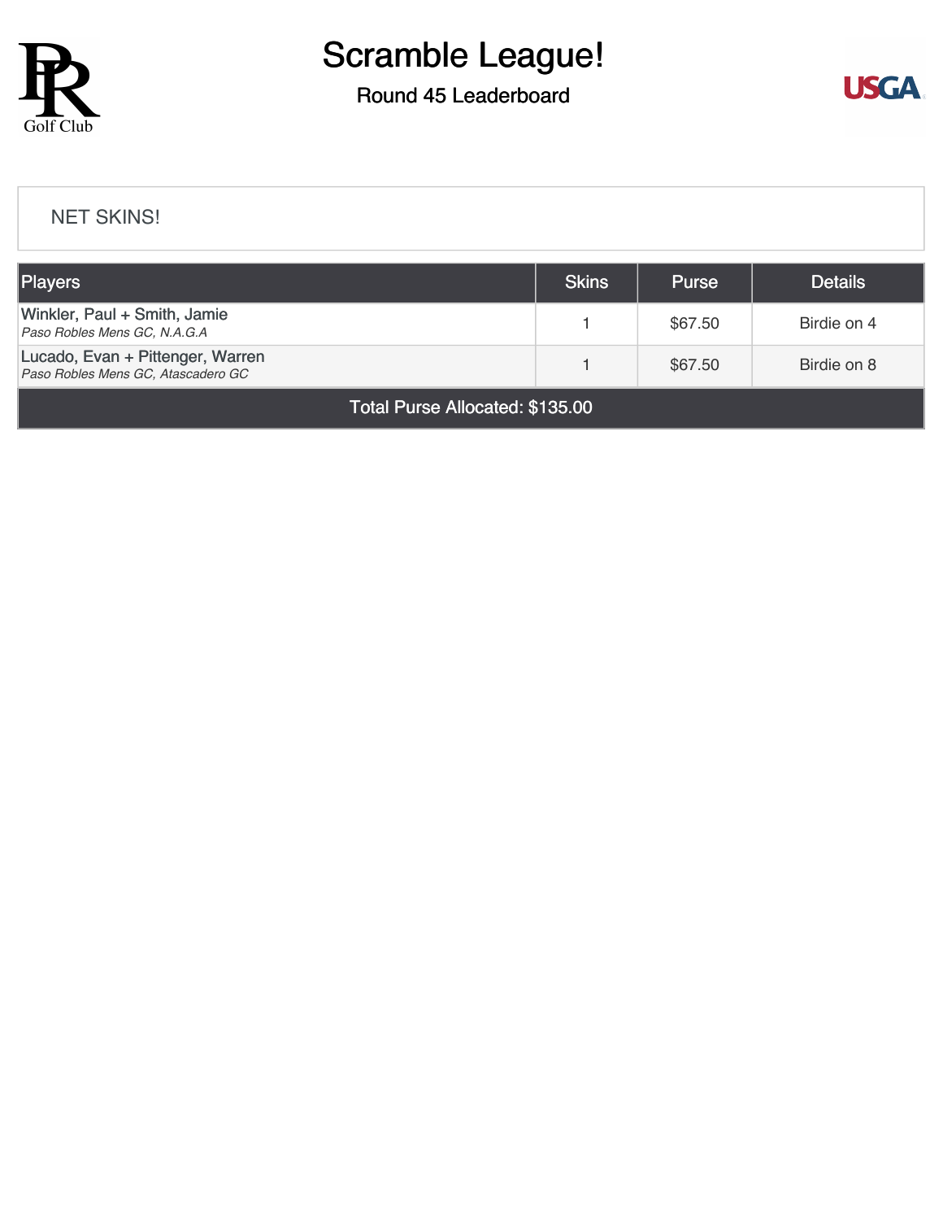# Scramble League!

## Round 45 Leaderboard

### NET SKINS!

| Players | Skins | Purse | Details |
|---|---|---|---|
| Winkler, Paul + Smith, Jamie<br>*Paso Robles Mens GC, N.A.G.A* | 1 | $67.50 | Birdie on 4 |
| Lucado, Evan + Pittenger, Warren<br>*Paso Robles Mens GC, Atascadero GC* | 1 | $67.50 | Birdie on 8 |
| Total Purse Allocated: $135.00 | | | |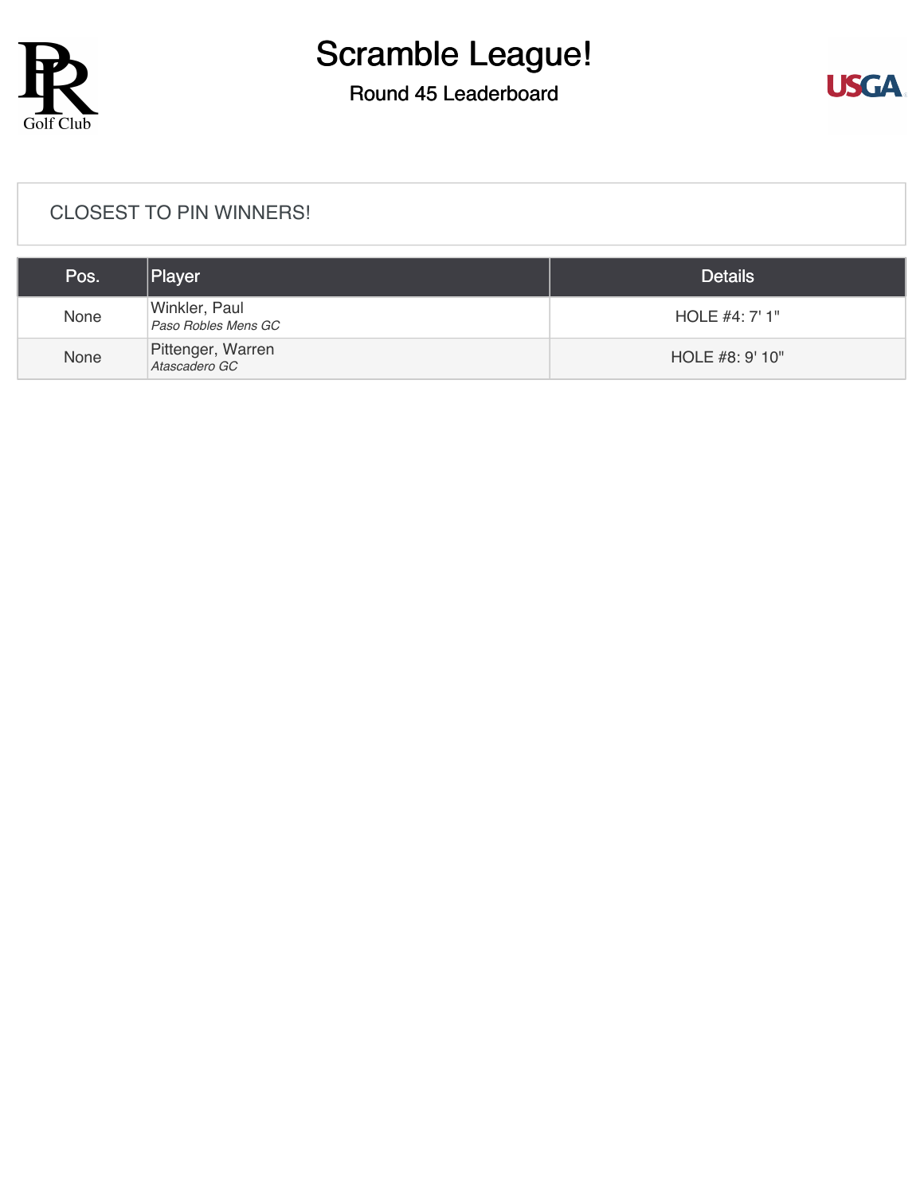# Scramble League!

## Round 45 Leaderboard

CLOSEST TO PIN WINNERS!

| Pos. | Player | Details |
| --- | --- | --- |
| None | Winkler, Paul<br>*Paso Robles Mens GC* | HOLE #4: 7' 1" |
| None | Pittenger, Warren<br>*Atascadero GC* | HOLE #8: 9' 10" |